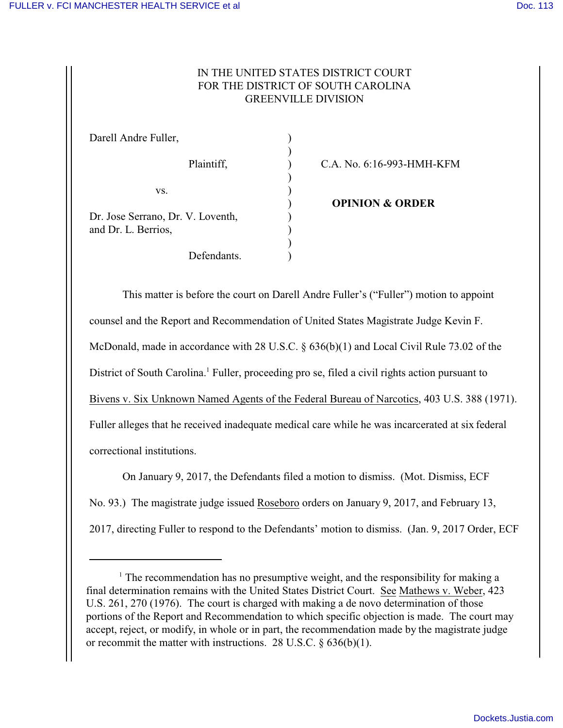IN THE UNITED STATES DISTRICT COURT
FOR THE DISTRICT OF SOUTH CAROLINA
GREENVILLE DIVISION

| | | |
|---|---|---|
| Darell Andre Fuller, | ) | |
| | ) | |
| Plaintiff, | ) | C.A. No. 6:16-993-HMH-KFM |
| | ) | |
| vs. | ) | |
| | ) | **OPINION & ORDER** |
| Dr. Jose Serrano, Dr. V. Loventh, and Dr. L. Berrios, | ) | |
| | ) | |
| Defendants. | ) | |

This matter is before the court on Darell Andre Fuller's ("Fuller") motion to appoint counsel and the Report and Recommendation of United States Magistrate Judge Kevin F. McDonald, made in accordance with 28 U.S.C. § 636(b)(1) and Local Civil Rule 73.02 of the District of South Carolina.[1] Fuller, proceeding pro se, filed a civil rights action pursuant to Bivens v. Six Unknown Named Agents of the Federal Bureau of Narcotics, 403 U.S. 388 (1971). Fuller alleges that he received inadequate medical care while he was incarcerated at six federal correctional institutions.

On January 9, 2017, the Defendants filed a motion to dismiss. (Mot. Dismiss, ECF No. 93.) The magistrate judge issued Roseboro orders on January 9, 2017, and February 13, 2017, directing Fuller to respond to the Defendants' motion to dismiss. (Jan. 9, 2017 Order, ECF

[1] The recommendation has no presumptive weight, and the responsibility for making a final determination remains with the United States District Court. See Mathews v. Weber, 423 U.S. 261, 270 (1976). The court is charged with making a de novo determination of those portions of the Report and Recommendation to which specific objection is made. The court may accept, reject, or modify, in whole or in part, the recommendation made by the magistrate judge or recommit the matter with instructions. 28 U.S.C. § 636(b)(1).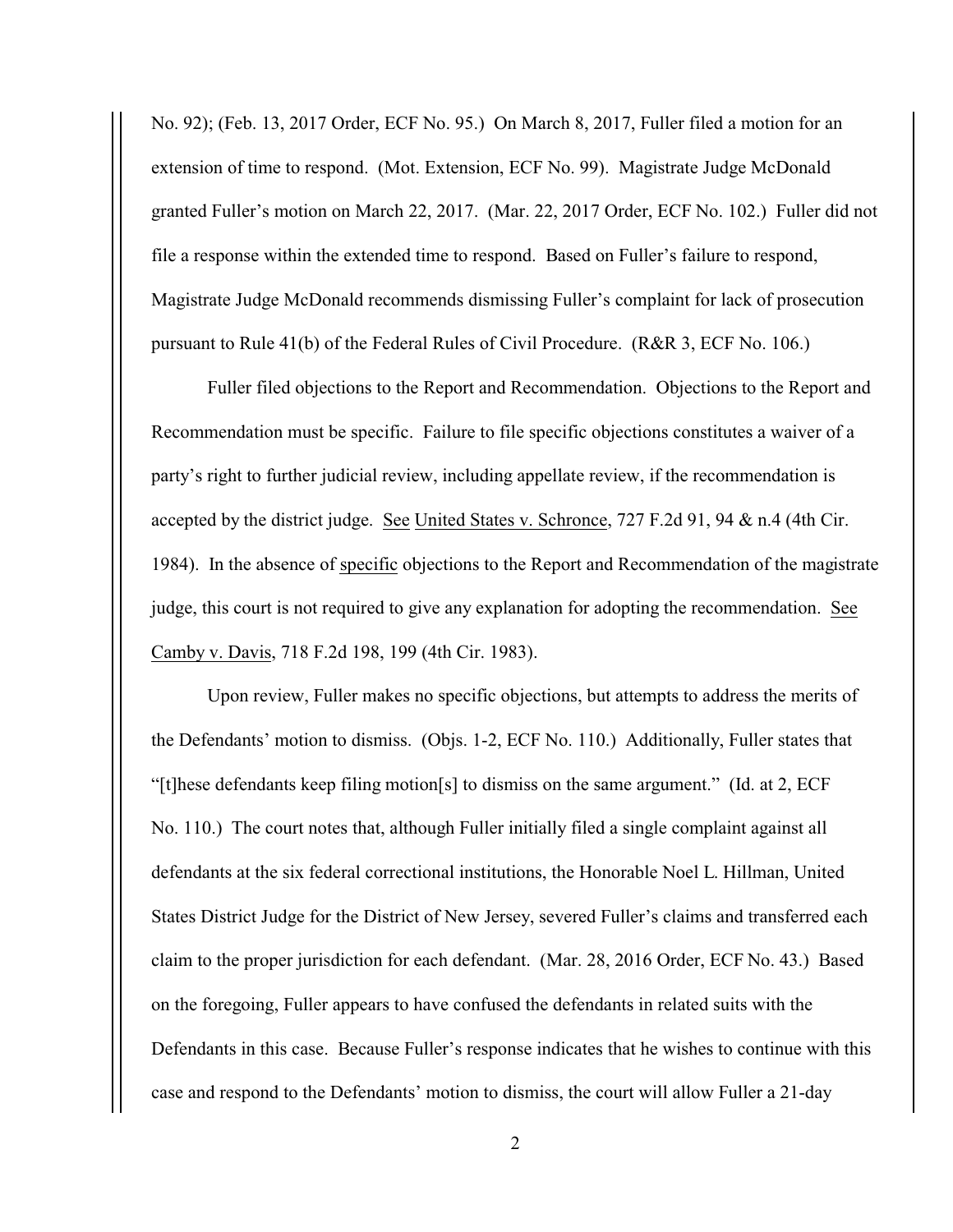No. 92); (Feb. 13, 2017 Order, ECF No. 95.) On March 8, 2017, Fuller filed a motion for an extension of time to respond. (Mot. Extension, ECF No. 99). Magistrate Judge McDonald granted Fuller's motion on March 22, 2017. (Mar. 22, 2017 Order, ECF No. 102.) Fuller did not file a response within the extended time to respond. Based on Fuller's failure to respond, Magistrate Judge McDonald recommends dismissing Fuller's complaint for lack of prosecution pursuant to Rule 41(b) of the Federal Rules of Civil Procedure. (R&R 3, ECF No. 106.)

Fuller filed objections to the Report and Recommendation. Objections to the Report and Recommendation must be specific. Failure to file specific objections constitutes a waiver of a party's right to further judicial review, including appellate review, if the recommendation is accepted by the district judge. See United States v. Schronce, 727 F.2d 91, 94 & n.4 (4th Cir. 1984). In the absence of specific objections to the Report and Recommendation of the magistrate judge, this court is not required to give any explanation for adopting the recommendation. See Camby v. Davis, 718 F.2d 198, 199 (4th Cir. 1983).

Upon review, Fuller makes no specific objections, but attempts to address the merits of the Defendants' motion to dismiss. (Objs. 1-2, ECF No. 110.) Additionally, Fuller states that "[t]hese defendants keep filing motion[s] to dismiss on the same argument." (Id. at 2, ECF No. 110.) The court notes that, although Fuller initially filed a single complaint against all defendants at the six federal correctional institutions, the Honorable Noel L. Hillman, United States District Judge for the District of New Jersey, severed Fuller's claims and transferred each claim to the proper jurisdiction for each defendant. (Mar. 28, 2016 Order, ECF No. 43.) Based on the foregoing, Fuller appears to have confused the defendants in related suits with the Defendants in this case. Because Fuller's response indicates that he wishes to continue with this case and respond to the Defendants' motion to dismiss, the court will allow Fuller a 21-day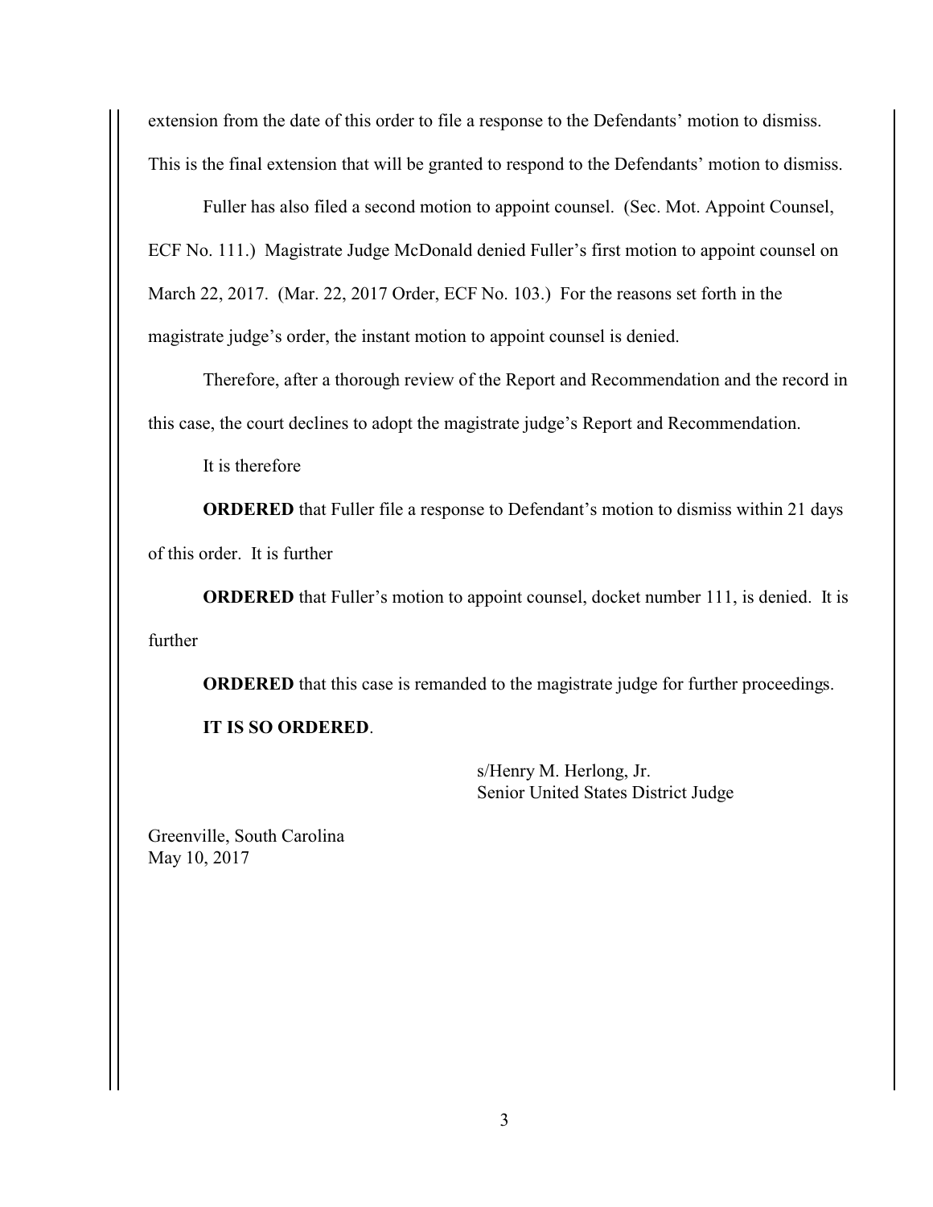extension from the date of this order to file a response to the Defendants' motion to dismiss. This is the final extension that will be granted to respond to the Defendants' motion to dismiss.

Fuller has also filed a second motion to appoint counsel. (Sec. Mot. Appoint Counsel, ECF No. 111.) Magistrate Judge McDonald denied Fuller's first motion to appoint counsel on March 22, 2017. (Mar. 22, 2017 Order, ECF No. 103.) For the reasons set forth in the magistrate judge's order, the instant motion to appoint counsel is denied.

Therefore, after a thorough review of the Report and Recommendation and the record in this case, the court declines to adopt the magistrate judge's Report and Recommendation.

It is therefore

**ORDERED** that Fuller file a response to Defendant's motion to dismiss within 21 days of this order. It is further

**ORDERED** that Fuller's motion to appoint counsel, docket number 111, is denied. It is further

**ORDERED** that this case is remanded to the magistrate judge for further proceedings.

**IT IS SO ORDERED**.

s/Henry M. Herlong, Jr.
Senior United States District Judge

Greenville, South Carolina
May 10, 2017